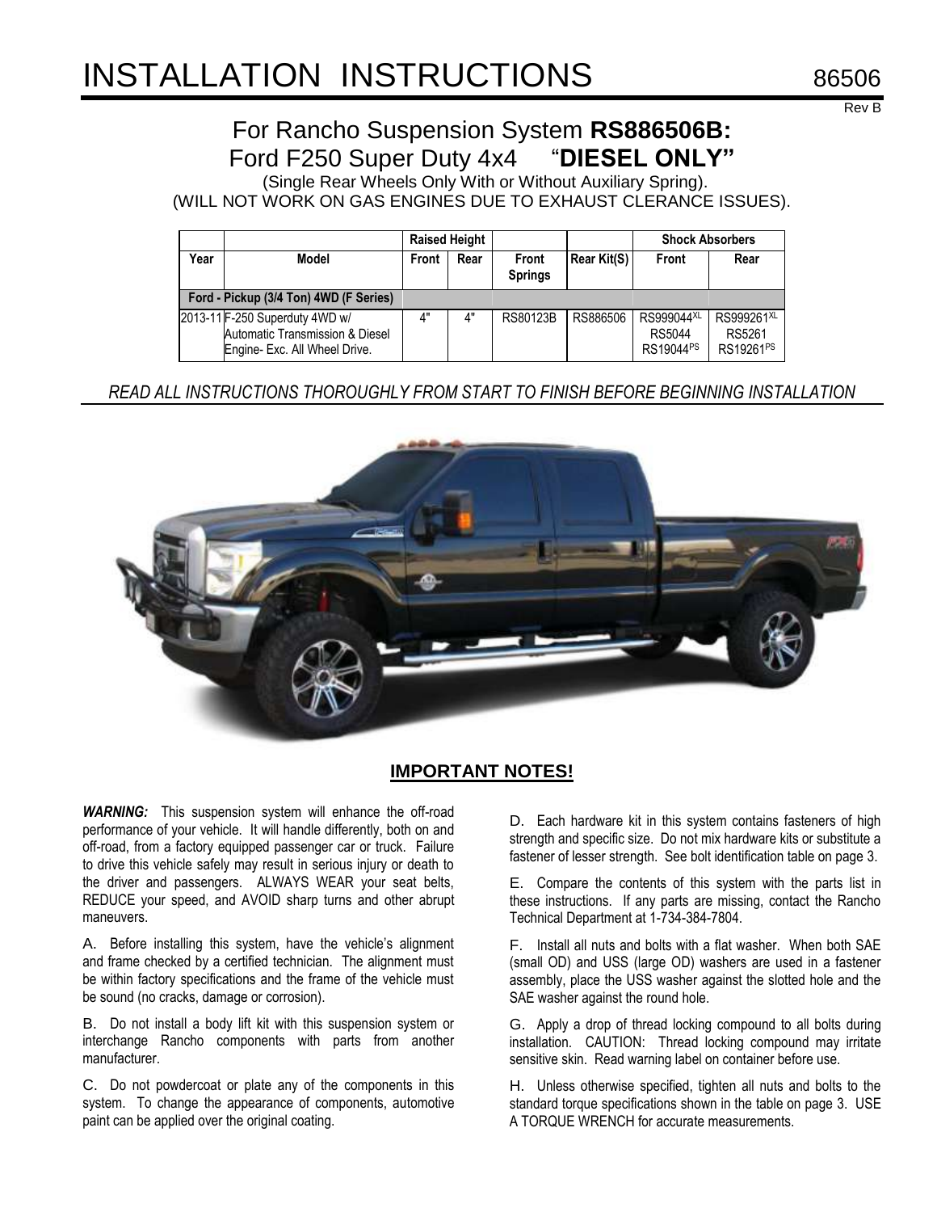# INSTALLATION INSTRUCTIONS 86506

Rev B

## For Rancho Suspension System **RS886506B:**
## Ford F250 Super Duty 4x4 "**DIESEL ONLY"**

(Single Rear Wheels Only With or Without Auxiliary Spring).
(WILL NOT WORK ON GAS ENGINES DUE TO EXHAUST CLERANCE ISSUES).

| | | Raised Height | | | | Shock Absorbers | |
|---|---|---|---|---|---|---|---|
| Year | Model | Front | Rear | Front Springs | Rear Kit(S) | Front | Rear |
| Ford - Pickup (3/4 Ton) 4WD (F Series) | | | | | | | |
| 2013-11 | F-250 Superduty 4WD w/ Automatic Transmission & Diesel Engine- Exc. All Wheel Drive. | 4" | 4" | RS80123B | RS886506 | RS999044[XL] RS5044 RS19044[PS] | RS999261[XL] RS5261 RS19261[PS] |

*READ ALL INSTRUCTIONS THOROUGHLY FROM START TO FINISH BEFORE BEGINNING INSTALLATION*

## IMPORTANT NOTES!

***WARNING:*** This suspension system will enhance the off-road performance of your vehicle. It will handle differently, both on and off-road, from a factory equipped passenger car or truck. Failure to drive this vehicle safely may result in serious injury or death to the driver and passengers. ALWAYS WEAR your seat belts, REDUCE your speed, and AVOID sharp turns and other abrupt maneuvers.

A. Before installing this system, have the vehicle's alignment and frame checked by a certified technician. The alignment must be within factory specifications and the frame of the vehicle must be sound (no cracks, damage or corrosion).

B. Do not install a body lift kit with this suspension system or interchange Rancho components with parts from another manufacturer.

C. Do not powdercoat or plate any of the components in this system. To change the appearance of components, automotive paint can be applied over the original coating.

D. Each hardware kit in this system contains fasteners of high strength and specific size. Do not mix hardware kits or substitute a fastener of lesser strength. See bolt identification table on page 3.

E. Compare the contents of this system with the parts list in these instructions. If any parts are missing, contact the Rancho Technical Department at 1-734-384-7804.

F. Install all nuts and bolts with a flat washer. When both SAE (small OD) and USS (large OD) washers are used in a fastener assembly, place the USS washer against the slotted hole and the SAE washer against the round hole.

G. Apply a drop of thread locking compound to all bolts during installation. CAUTION: Thread locking compound may irritate sensitive skin. Read warning label on container before use.

H. Unless otherwise specified, tighten all nuts and bolts to the standard torque specifications shown in the table on page 3. USE A TORQUE WRENCH for accurate measurements.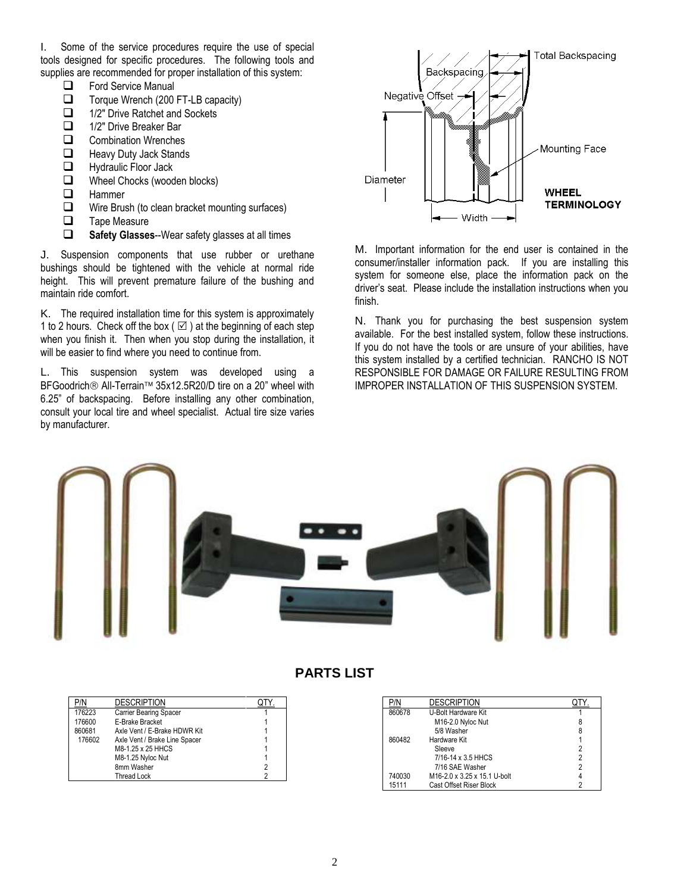I. Some of the service procedures require the use of special tools designed for specific procedures. The following tools and supplies are recommended for proper installation of this system:

- ❑ Ford Service Manual
- ❑ Torque Wrench (200 FT-LB capacity)
- ❑ 1/2" Drive Ratchet and Sockets
- ❑ 1/2" Drive Breaker Bar
- ❑ Combination Wrenches
- ❑ Heavy Duty Jack Stands
- ❑ Hydraulic Floor Jack
- ❑ Wheel Chocks (wooden blocks)
- ❑ Hammer
- ❑ Wire Brush (to clean bracket mounting surfaces)
- ❑ Tape Measure
- ❑ **Safety Glasses**--Wear safety glasses at all times

J. Suspension components that use rubber or urethane bushings should be tightened with the vehicle at normal ride height. This will prevent premature failure of the bushing and maintain ride comfort.

K. The required installation time for this system is approximately 1 to 2 hours. Check off the box ( ☑ ) at the beginning of each step when you finish it. Then when you stop during the installation, it will be easier to find where you need to continue from.

L. This suspension system was developed using a BFGoodrich® All-Terrain™ 35x12.5R20/D tire on a 20" wheel with 6.25" of backspacing. Before installing any other combination, consult your local tire and wheel specialist. Actual tire size varies by manufacturer.

Total Backspacing
Backspacing
Negative Offset
Mounting Face
Diameter
Width

**WHEEL TERMINOLOGY**

M. Important information for the end user is contained in the consumer/installer information pack. If you are installing this system for someone else, place the information pack on the driver's seat. Please include the installation instructions when you finish.

N. Thank you for purchasing the best suspension system available. For the best installed system, follow these instructions. If you do not have the tools or are unsure of your abilities, have this system installed by a certified technician. RANCHO IS NOT RESPONSIBLE FOR DAMAGE OR FAILURE RESULTING FROM IMPROPER INSTALLATION OF THIS SUSPENSION SYSTEM.

## PARTS LIST

| P/N | DESCRIPTION | QTY. |
|---|---|---|
| 176223 | Carrier Bearing Spacer | 1 |
| 176600 | E-Brake Bracket | 1 |
| 860681 | Axle Vent / E-Brake HDWR Kit | 1 |
| 176602 | Axle Vent / Brake Line Spacer | 1 |
| | M8-1.25 x 25 HHCS | 1 |
| | M8-1.25 Nyloc Nut | 1 |
| | 8mm Washer | 2 |
| | Thread Lock | 2 |

| P/N | DESCRIPTION | QTY. |
|---|---|---|
| 860678 | U-Bolt Hardware Kit | 1 |
| | M16-2.0 Nyloc Nut | 8 |
| | 5/8 Washer | 8 |
| 860482 | Hardware Kit | 1 |
| | Sleeve | 2 |
| | 7/16-14 x 3.5 HHCS | 2 |
| | 7/16 SAE Washer | 2 |
| 740030 | M16-2.0 x 3.25 x 15.1 U-bolt | 4 |
| 15111 | Cast Offset Riser Block | 2 |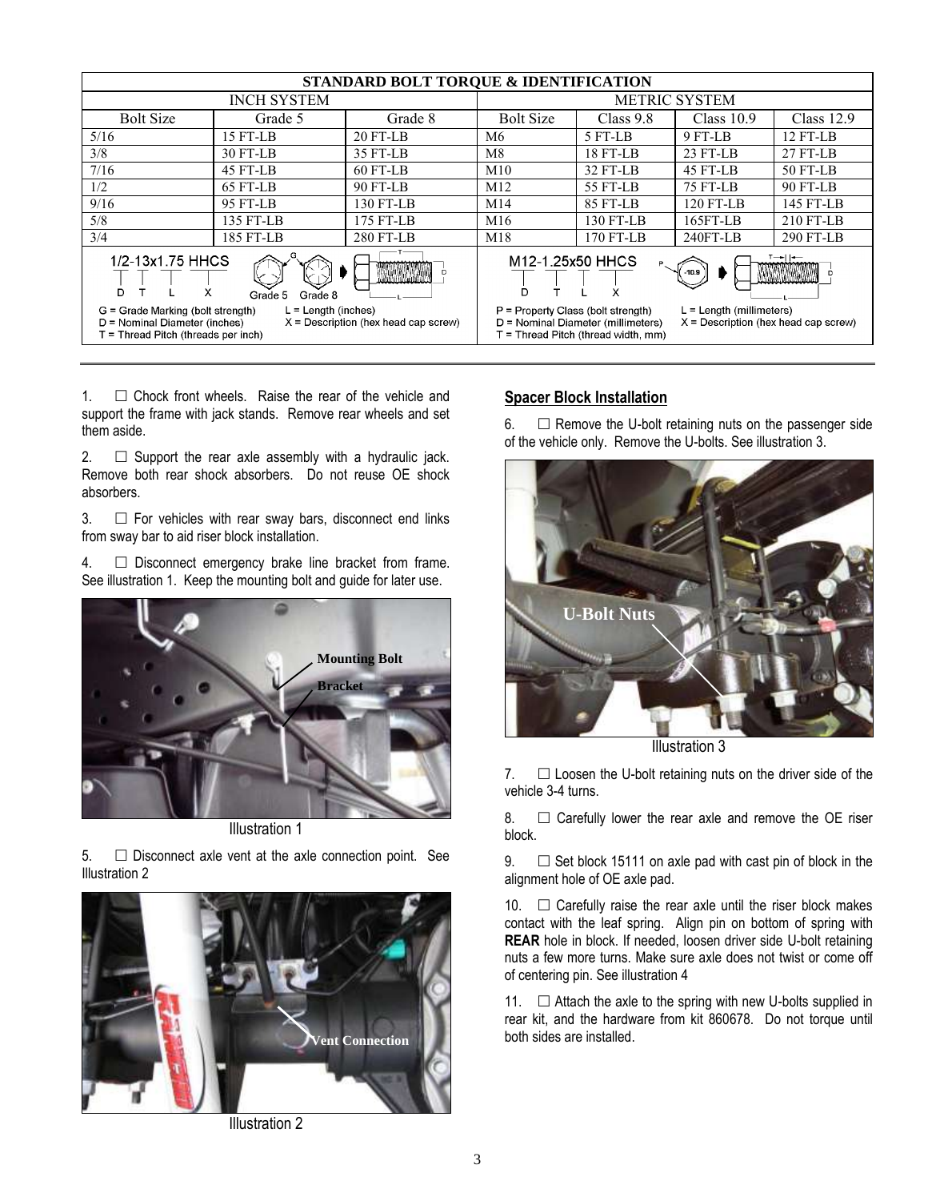| STANDARD BOLT TORQUE & IDENTIFICATION | | | | | | |
|---|---|---|---|---|---|---|
| INCH SYSTEM | | | METRIC SYSTEM | | | |
| Bolt Size | Grade 5 | Grade 8 | Bolt Size | Class 9.8 | Class 10.9 | Class 12.9 |
| 5/16 | 15 FT-LB | 20 FT-LB | M6 | 5 FT-LB | 9 FT-LB | 12 FT-LB |
| 3/8 | 30 FT-LB | 35 FT-LB | M8 | 18 FT-LB | 23 FT-LB | 27 FT-LB |
| 7/16 | 45 FT-LB | 60 FT-LB | M10 | 32 FT-LB | 45 FT-LB | 50 FT-LB |
| 1/2 | 65 FT-LB | 90 FT-LB | M12 | 55 FT-LB | 75 FT-LB | 90 FT-LB |
| 9/16 | 95 FT-LB | 130 FT-LB | M14 | 85 FT-LB | 120 FT-LB | 145 FT-LB |
| 5/8 | 135 FT-LB | 175 FT-LB | M16 | 130 FT-LB | 165FT-LB | 210 FT-LB |
| 3/4 | 185 FT-LB | 280 FT-LB | M18 | 170 FT-LB | 240FT-LB | 290 FT-LB |

1/2-13x1.75 HHCS (D T L X) — Grade 5, Grade 8

G = Grade Marking (bolt strength)
D = Nominal Diameter (inches)
T = Thread Pitch (threads per inch)
L = Length (inches)
X = Description (hex head cap screw)

M12-1.25x50 HHCS (D T L X) — 10.9

P = Property Class (bolt strength)
D = Nominal Diameter (millimeters)
T = Thread Pitch (thread width, mm)
L = Length (millimeters)
X = Description (hex head cap screw)

1. ☐ Chock front wheels. Raise the rear of the vehicle and support the frame with jack stands. Remove rear wheels and set them aside.

2. ☐ Support the rear axle assembly with a hydraulic jack. Remove both rear shock absorbers. Do not reuse OE shock absorbers.

3. ☐ For vehicles with rear sway bars, disconnect end links from sway bar to aid riser block installation.

4. ☐ Disconnect emergency brake line bracket from frame. See illustration 1. Keep the mounting bolt and guide for later use.

Mounting Bolt
Bracket

Illustration 1

5. ☐ Disconnect axle vent at the axle connection point. See Illustration 2

Vent Connection

Illustration 2

## Spacer Block Installation

6. ☐ Remove the U-bolt retaining nuts on the passenger side of the vehicle only. Remove the U-bolts. See illustration 3.

U-Bolt Nuts

Illustration 3

7. ☐ Loosen the U-bolt retaining nuts on the driver side of the vehicle 3-4 turns.

8. ☐ Carefully lower the rear axle and remove the OE riser block.

9. ☐ Set block 15111 on axle pad with cast pin of block in the alignment hole of OE axle pad.

10. ☐ Carefully raise the rear axle until the riser block makes contact with the leaf spring. Align pin on bottom of spring with **REAR** hole in block. If needed, loosen driver side U-bolt retaining nuts a few more turns. Make sure axle does not twist or come off of centering pin. See illustration 4

11. ☐ Attach the axle to the spring with new U-bolts supplied in rear kit, and the hardware from kit 860678. Do not torque until both sides are installed.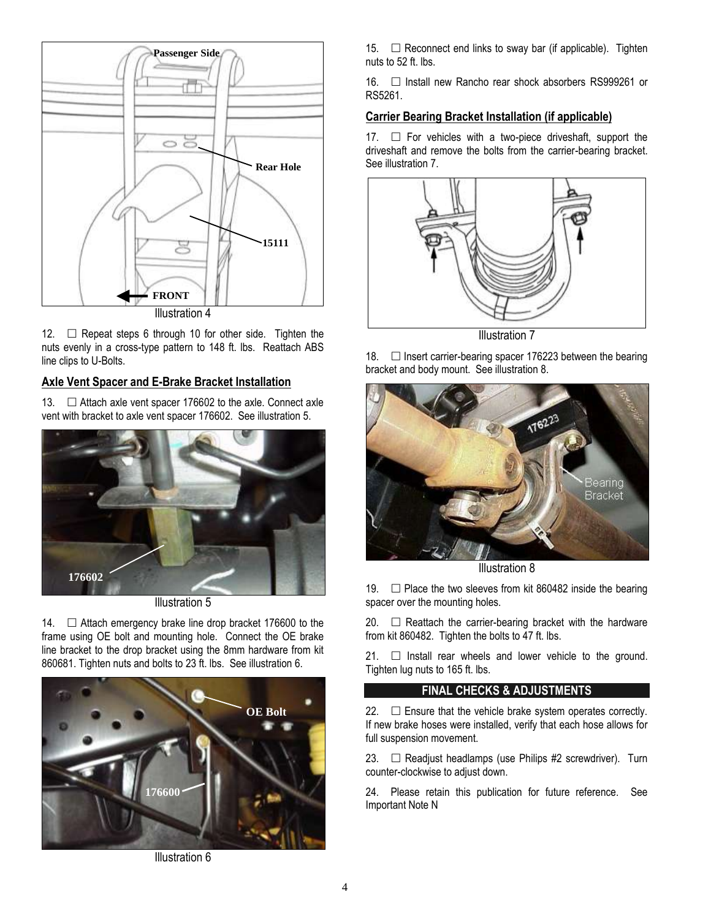Passenger Side

Rear Hole

15111

FRONT

Illustration 4

12. ☐ Repeat steps 6 through 10 for other side. Tighten the nuts evenly in a cross-type pattern to 148 ft. lbs. Reattach ABS line clips to U-Bolts.

## Axle Vent Spacer and E-Brake Bracket Installation

13. ☐ Attach axle vent spacer 176602 to the axle. Connect axle vent with bracket to axle vent spacer 176602. See illustration 5.

176602

Illustration 5

14. ☐ Attach emergency brake line drop bracket 176600 to the frame using OE bolt and mounting hole. Connect the OE brake line bracket to the drop bracket using the 8mm hardware from kit 860681. Tighten nuts and bolts to 23 ft. lbs. See illustration 6.

OE Bolt

176600

Illustration 6

15. ☐ Reconnect end links to sway bar (if applicable). Tighten nuts to 52 ft. lbs.

16. ☐ Install new Rancho rear shock absorbers RS999261 or RS5261.

## Carrier Bearing Bracket Installation (if applicable)

17. ☐ For vehicles with a two-piece driveshaft, support the driveshaft and remove the bolts from the carrier-bearing bracket. See illustration 7.

Illustration 7

18. ☐ Insert carrier-bearing spacer 176223 between the bearing bracket and body mount. See illustration 8.

176223

Bearing Bracket

Illustration 8

19. ☐ Place the two sleeves from kit 860482 inside the bearing spacer over the mounting holes.

20. ☐ Reattach the carrier-bearing bracket with the hardware from kit 860482. Tighten the bolts to 47 ft. lbs.

21. ☐ Install rear wheels and lower vehicle to the ground. Tighten lug nuts to 165 ft. lbs.

## FINAL CHECKS & ADJUSTMENTS

22. ☐ Ensure that the vehicle brake system operates correctly. If new brake hoses were installed, verify that each hose allows for full suspension movement.

23. ☐ Readjust headlamps (use Philips #2 screwdriver). Turn counter-clockwise to adjust down.

24. Please retain this publication for future reference. See Important Note N